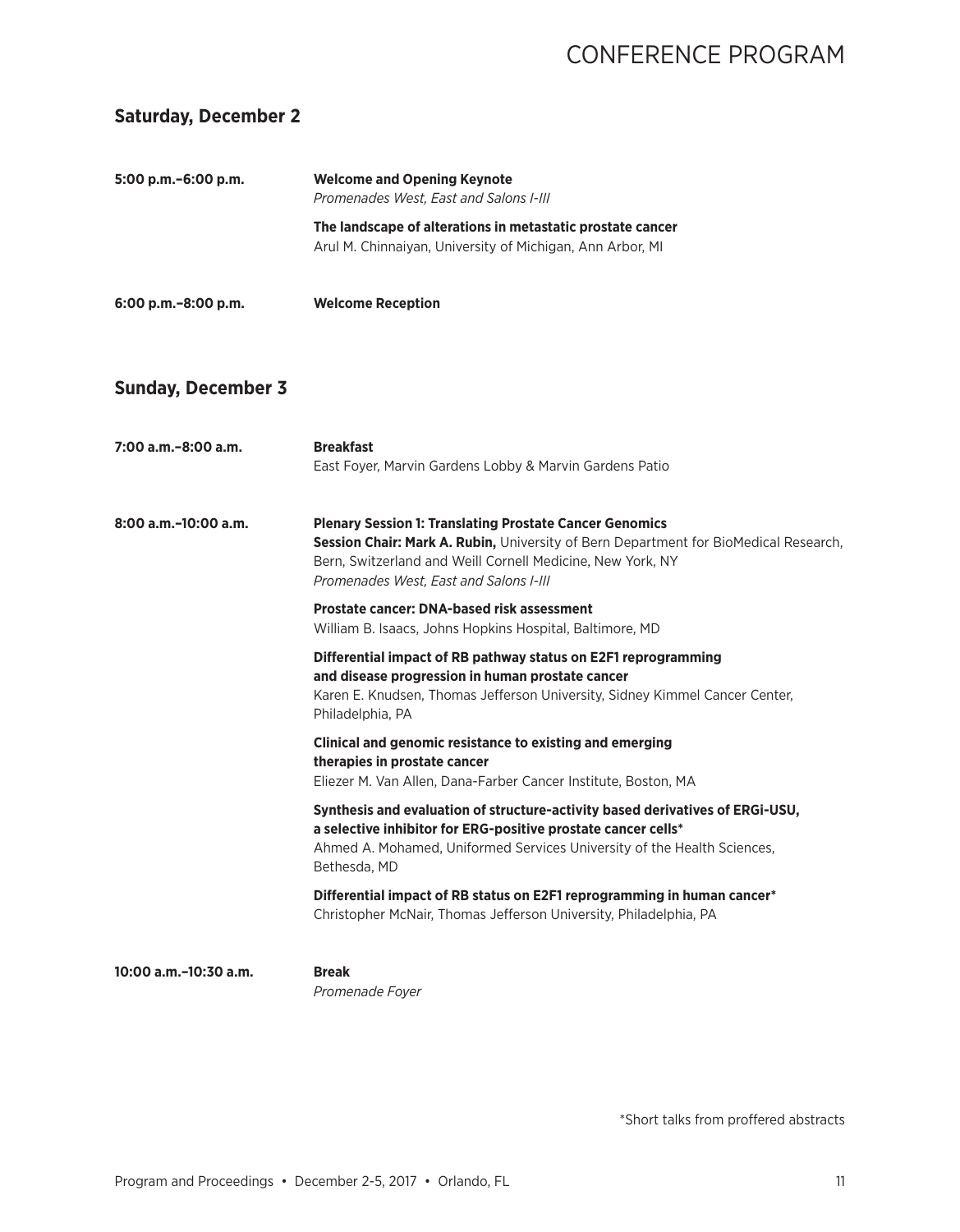# CONFERENCE PROGRAM

## Saturday, December 2

**5:00 p.m.–6:00 p.m.** **Welcome and Opening Keynote**
*Promenades West, East and Salons I-III*

**The landscape of alterations in metastatic prostate cancer**
Arul M. Chinnaiyan, University of Michigan, Ann Arbor, MI

**6:00 p.m.–8:00 p.m.** **Welcome Reception**

## Sunday, December 3

**7:00 a.m.–8:00 a.m.** **Breakfast**
East Foyer, Marvin Gardens Lobby & Marvin Gardens Patio

**8:00 a.m.–10:00 a.m.** **Plenary Session 1: Translating Prostate Cancer Genomics**
**Session Chair: Mark A. Rubin,** University of Bern Department for BioMedical Research, Bern, Switzerland and Weill Cornell Medicine, New York, NY
*Promenades West, East and Salons I-III*

**Prostate cancer: DNA-based risk assessment**
William B. Isaacs, Johns Hopkins Hospital, Baltimore, MD

**Differential impact of RB pathway status on E2F1 reprogramming and disease progression in human prostate cancer**
Karen E. Knudsen, Thomas Jefferson University, Sidney Kimmel Cancer Center, Philadelphia, PA

**Clinical and genomic resistance to existing and emerging therapies in prostate cancer**
Eliezer M. Van Allen, Dana-Farber Cancer Institute, Boston, MA

**Synthesis and evaluation of structure-activity based derivatives of ERGi-USU, a selective inhibitor for ERG-positive prostate cancer cells***
Ahmed A. Mohamed, Uniformed Services University of the Health Sciences, Bethesda, MD

**Differential impact of RB status on E2F1 reprogramming in human cancer***
Christopher McNair, Thomas Jefferson University, Philadelphia, PA

**10:00 a.m.–10:30 a.m.** **Break**
*Promenade Foyer*

*Short talks from proffered abstracts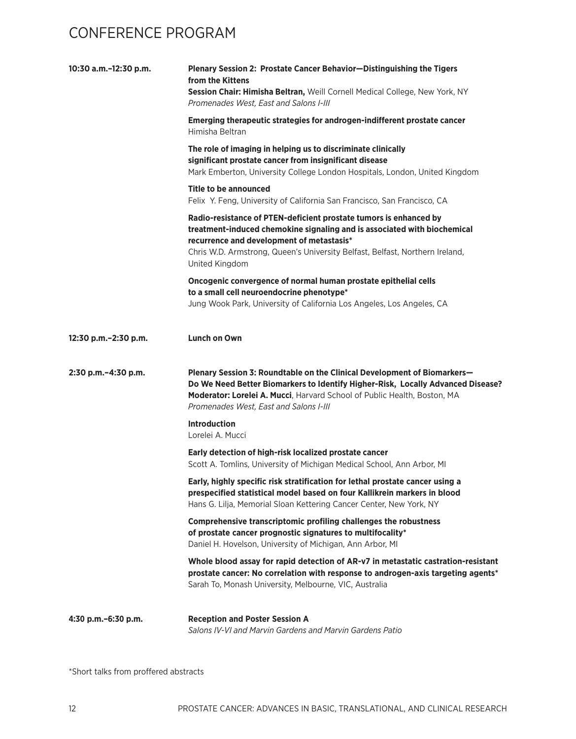# CONFERENCE PROGRAM

**10:30 a.m.–12:30 p.m.**

**Plenary Session 2: Prostate Cancer Behavior—Distinguishing the Tigers from the Kittens**
**Session Chair: Himisha Beltran,** Weill Cornell Medical College, New York, NY
*Promenades West, East and Salons I-III*

**Emerging therapeutic strategies for androgen-indifferent prostate cancer**
Himisha Beltran

**The role of imaging in helping us to discriminate clinically significant prostate cancer from insignificant disease**
Mark Emberton, University College London Hospitals, London, United Kingdom

**Title to be announced**
Felix Y. Feng, University of California San Francisco, San Francisco, CA

**Radio-resistance of PTEN-deficient prostate tumors is enhanced by treatment-induced chemokine signaling and is associated with biochemical recurrence and development of metastasis***
Chris W.D. Armstrong, Queen's University Belfast, Belfast, Northern Ireland, United Kingdom

**Oncogenic convergence of normal human prostate epithelial cells to a small cell neuroendocrine phenotype***
Jung Wook Park, University of California Los Angeles, Los Angeles, CA

**12:30 p.m.–2:30 p.m.**

**Lunch on Own**

**2:30 p.m.–4:30 p.m.**

**Plenary Session 3: Roundtable on the Clinical Development of Biomarkers—Do We Need Better Biomarkers to Identify Higher-Risk, Locally Advanced Disease?**
**Moderator: Lorelei A. Mucci**, Harvard School of Public Health, Boston, MA
*Promenades West, East and Salons I-III*

**Introduction**
Lorelei A. Mucci

**Early detection of high-risk localized prostate cancer**
Scott A. Tomlins, University of Michigan Medical School, Ann Arbor, MI

**Early, highly specific risk stratification for lethal prostate cancer using a prespecified statistical model based on four Kallikrein markers in blood**
Hans G. Lilja, Memorial Sloan Kettering Cancer Center, New York, NY

**Comprehensive transcriptomic profiling challenges the robustness of prostate cancer prognostic signatures to multifocality***
Daniel H. Hovelson, University of Michigan, Ann Arbor, MI

**Whole blood assay for rapid detection of AR-v7 in metastatic castration-resistant prostate cancer: No correlation with response to androgen-axis targeting agents***
Sarah To, Monash University, Melbourne, VIC, Australia

**4:30 p.m.–6:30 p.m.**

**Reception and Poster Session A**
*Salons IV-VI and Marvin Gardens and Marvin Gardens Patio*

*Short talks from proffered abstracts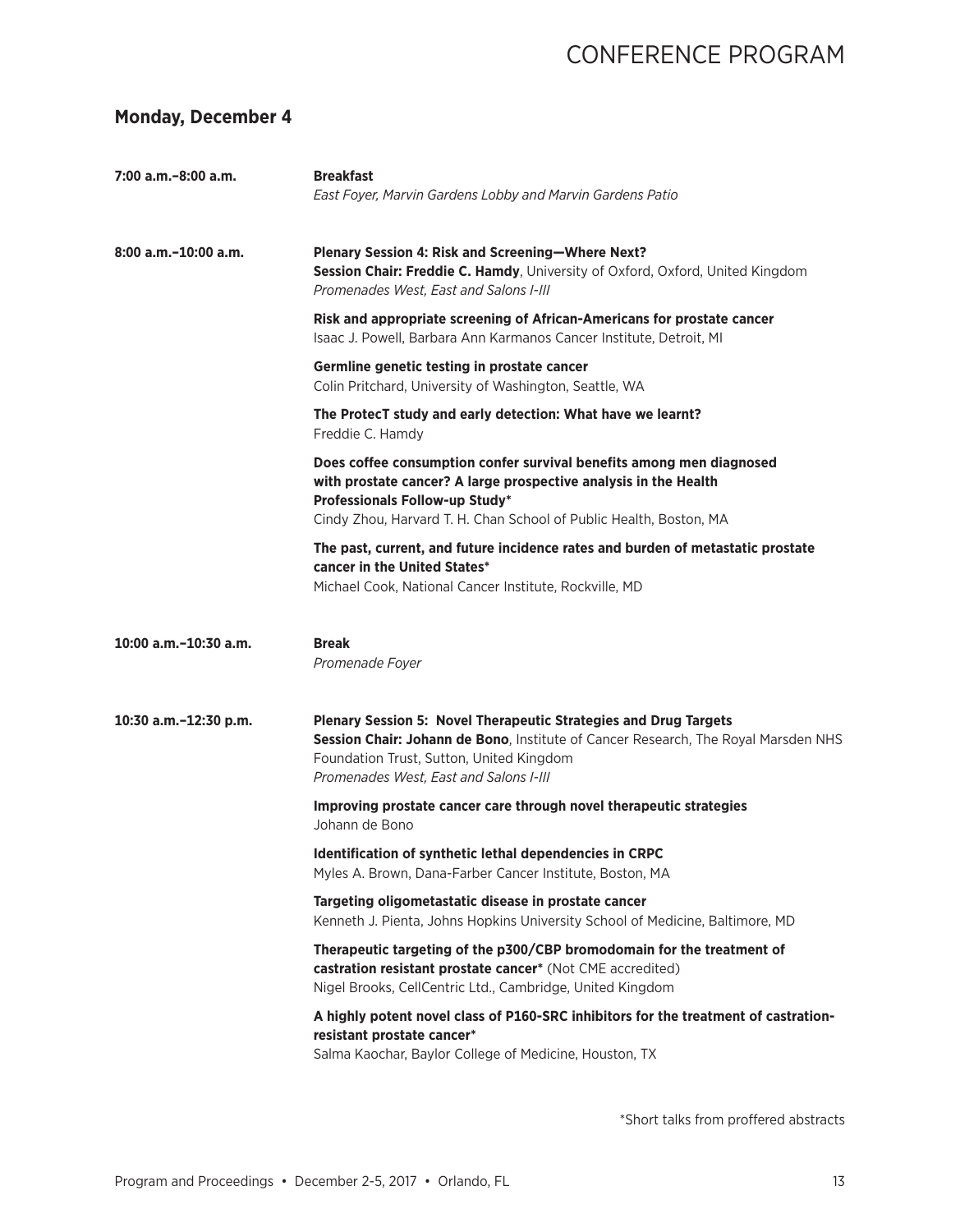## Monday, December 4

**7:00 a.m.–8:00 a.m.**

**Breakfast**
*East Foyer, Marvin Gardens Lobby and Marvin Gardens Patio*

**8:00 a.m.–10:00 a.m.**

**Plenary Session 4: Risk and Screening—Where Next?**
**Session Chair: Freddie C. Hamdy**, University of Oxford, Oxford, United Kingdom
*Promenades West, East and Salons I-III*

**Risk and appropriate screening of African-Americans for prostate cancer**
Isaac J. Powell, Barbara Ann Karmanos Cancer Institute, Detroit, MI

**Germline genetic testing in prostate cancer**
Colin Pritchard, University of Washington, Seattle, WA

**The ProtecT study and early detection: What have we learnt?**
Freddie C. Hamdy

**Does coffee consumption confer survival benefits among men diagnosed with prostate cancer? A large prospective analysis in the Health Professionals Follow-up Study***
Cindy Zhou, Harvard T. H. Chan School of Public Health, Boston, MA

**The past, current, and future incidence rates and burden of metastatic prostate cancer in the United States***
Michael Cook, National Cancer Institute, Rockville, MD

**10:00 a.m.–10:30 a.m.**

**Break**
*Promenade Foyer*

**10:30 a.m.–12:30 p.m.**

**Plenary Session 5: Novel Therapeutic Strategies and Drug Targets**
**Session Chair: Johann de Bono**, Institute of Cancer Research, The Royal Marsden NHS Foundation Trust, Sutton, United Kingdom
*Promenades West, East and Salons I-III*

**Improving prostate cancer care through novel therapeutic strategies**
Johann de Bono

**Identification of synthetic lethal dependencies in CRPC**
Myles A. Brown, Dana-Farber Cancer Institute, Boston, MA

**Targeting oligometastatic disease in prostate cancer**
Kenneth J. Pienta, Johns Hopkins University School of Medicine, Baltimore, MD

**Therapeutic targeting of the p300/CBP bromodomain for the treatment of castration resistant prostate cancer*** (Not CME accredited)
Nigel Brooks, CellCentric Ltd., Cambridge, United Kingdom

**A highly potent novel class of P160-SRC inhibitors for the treatment of castration-resistant prostate cancer***
Salma Kaochar, Baylor College of Medicine, Houston, TX

*Short talks from proffered abstracts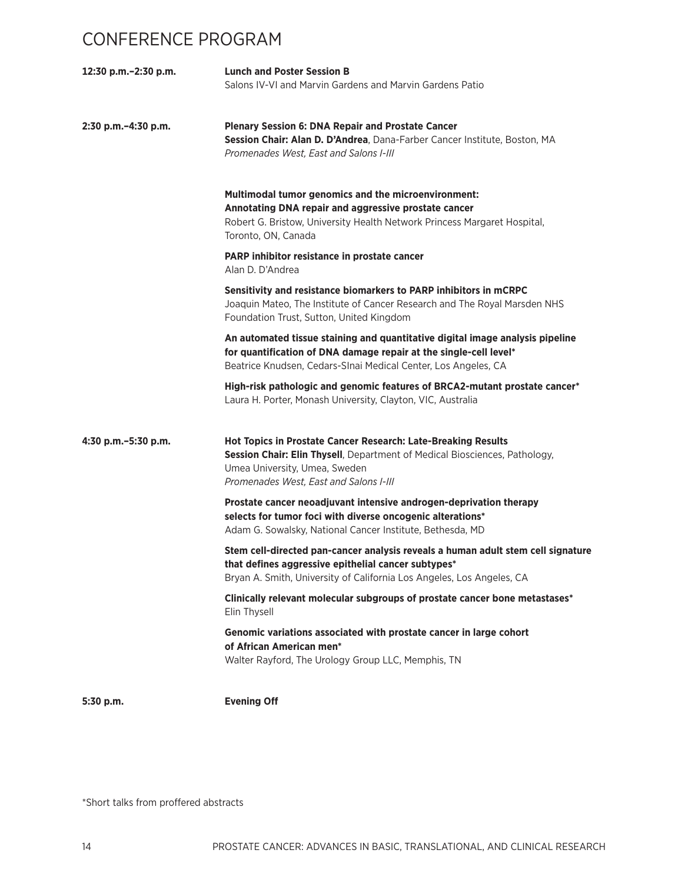# CONFERENCE PROGRAM

**12:30 p.m.–2:30 p.m.** **Lunch and Poster Session B**
Salons IV-VI and Marvin Gardens and Marvin Gardens Patio

**2:30 p.m.–4:30 p.m.** **Plenary Session 6: DNA Repair and Prostate Cancer**
**Session Chair: Alan D. D'Andrea**, Dana-Farber Cancer Institute, Boston, MA
*Promenades West, East and Salons I-III*

**Multimodal tumor genomics and the microenvironment: Annotating DNA repair and aggressive prostate cancer**
Robert G. Bristow, University Health Network Princess Margaret Hospital, Toronto, ON, Canada

**PARP inhibitor resistance in prostate cancer**
Alan D. D'Andrea

**Sensitivity and resistance biomarkers to PARP inhibitors in mCRPC**
Joaquin Mateo, The Institute of Cancer Research and The Royal Marsden NHS Foundation Trust, Sutton, United Kingdom

**An automated tissue staining and quantitative digital image analysis pipeline for quantification of DNA damage repair at the single-cell level***
Beatrice Knudsen, Cedars-SInai Medical Center, Los Angeles, CA

**High-risk pathologic and genomic features of BRCA2-mutant prostate cancer***
Laura H. Porter, Monash University, Clayton, VIC, Australia

**4:30 p.m.–5:30 p.m.** **Hot Topics in Prostate Cancer Research: Late-Breaking Results**
**Session Chair: Elin Thysell**, Department of Medical Biosciences, Pathology, Umea University, Umea, Sweden
*Promenades West, East and Salons I-III*

**Prostate cancer neoadjuvant intensive androgen-deprivation therapy selects for tumor foci with diverse oncogenic alterations***
Adam G. Sowalsky, National Cancer Institute, Bethesda, MD

**Stem cell-directed pan-cancer analysis reveals a human adult stem cell signature that defines aggressive epithelial cancer subtypes***
Bryan A. Smith, University of California Los Angeles, Los Angeles, CA

**Clinically relevant molecular subgroups of prostate cancer bone metastases***
Elin Thysell

**Genomic variations associated with prostate cancer in large cohort of African American men***
Walter Rayford, The Urology Group LLC, Memphis, TN

**5:30 p.m.** **Evening Off**

*Short talks from proffered abstracts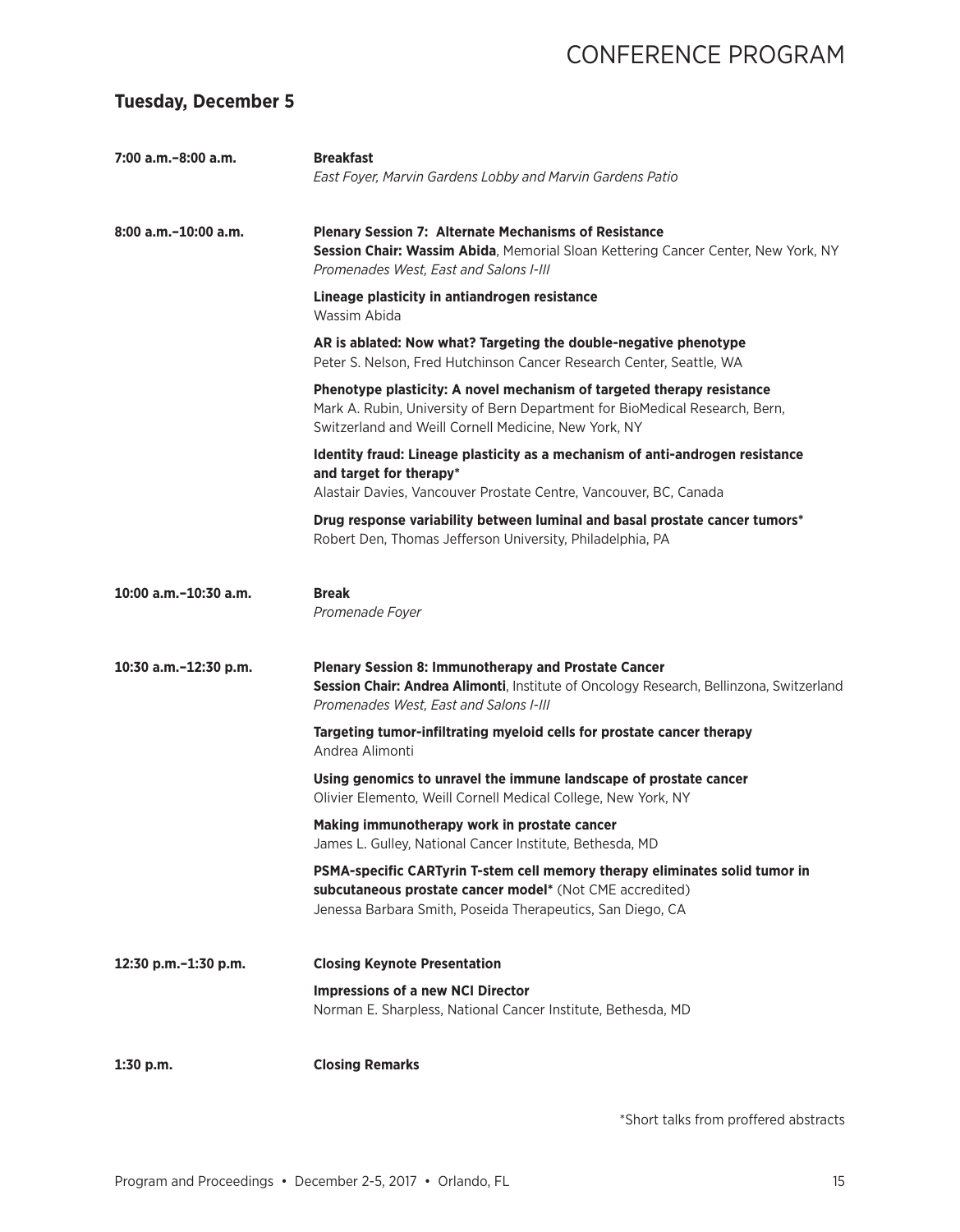# CONFERENCE PROGRAM

## Tuesday, December 5

**7:00 a.m.–8:00 a.m.**

**Breakfast**
*East Foyer, Marvin Gardens Lobby and Marvin Gardens Patio*

**8:00 a.m.–10:00 a.m.**

**Plenary Session 7: Alternate Mechanisms of Resistance**
**Session Chair: Wassim Abida**, Memorial Sloan Kettering Cancer Center, New York, NY
*Promenades West, East and Salons I-III*

**Lineage plasticity in antiandrogen resistance**
Wassim Abida

**AR is ablated: Now what? Targeting the double-negative phenotype**
Peter S. Nelson, Fred Hutchinson Cancer Research Center, Seattle, WA

**Phenotype plasticity: A novel mechanism of targeted therapy resistance**
Mark A. Rubin, University of Bern Department for BioMedical Research, Bern, Switzerland and Weill Cornell Medicine, New York, NY

**Identity fraud: Lineage plasticity as a mechanism of anti-androgen resistance and target for therapy***
Alastair Davies, Vancouver Prostate Centre, Vancouver, BC, Canada

**Drug response variability between luminal and basal prostate cancer tumors***
Robert Den, Thomas Jefferson University, Philadelphia, PA

**10:00 a.m.–10:30 a.m.**

**Break**
*Promenade Foyer*

**10:30 a.m.–12:30 p.m.**

**Plenary Session 8: Immunotherapy and Prostate Cancer**
**Session Chair: Andrea Alimonti**, Institute of Oncology Research, Bellinzona, Switzerland
*Promenades West, East and Salons I-III*

**Targeting tumor-infiltrating myeloid cells for prostate cancer therapy**
Andrea Alimonti

**Using genomics to unravel the immune landscape of prostate cancer**
Olivier Elemento, Weill Cornell Medical College, New York, NY

**Making immunotherapy work in prostate cancer**
James L. Gulley, National Cancer Institute, Bethesda, MD

**PSMA-specific CARTyrin T-stem cell memory therapy eliminates solid tumor in subcutaneous prostate cancer model*** (Not CME accredited)
Jenessa Barbara Smith, Poseida Therapeutics, San Diego, CA

**12:30 p.m.–1:30 p.m.**

**Closing Keynote Presentation**

**Impressions of a new NCI Director**
Norman E. Sharpless, National Cancer Institute, Bethesda, MD

**1:30 p.m.**

**Closing Remarks**

*Short talks from proffered abstracts